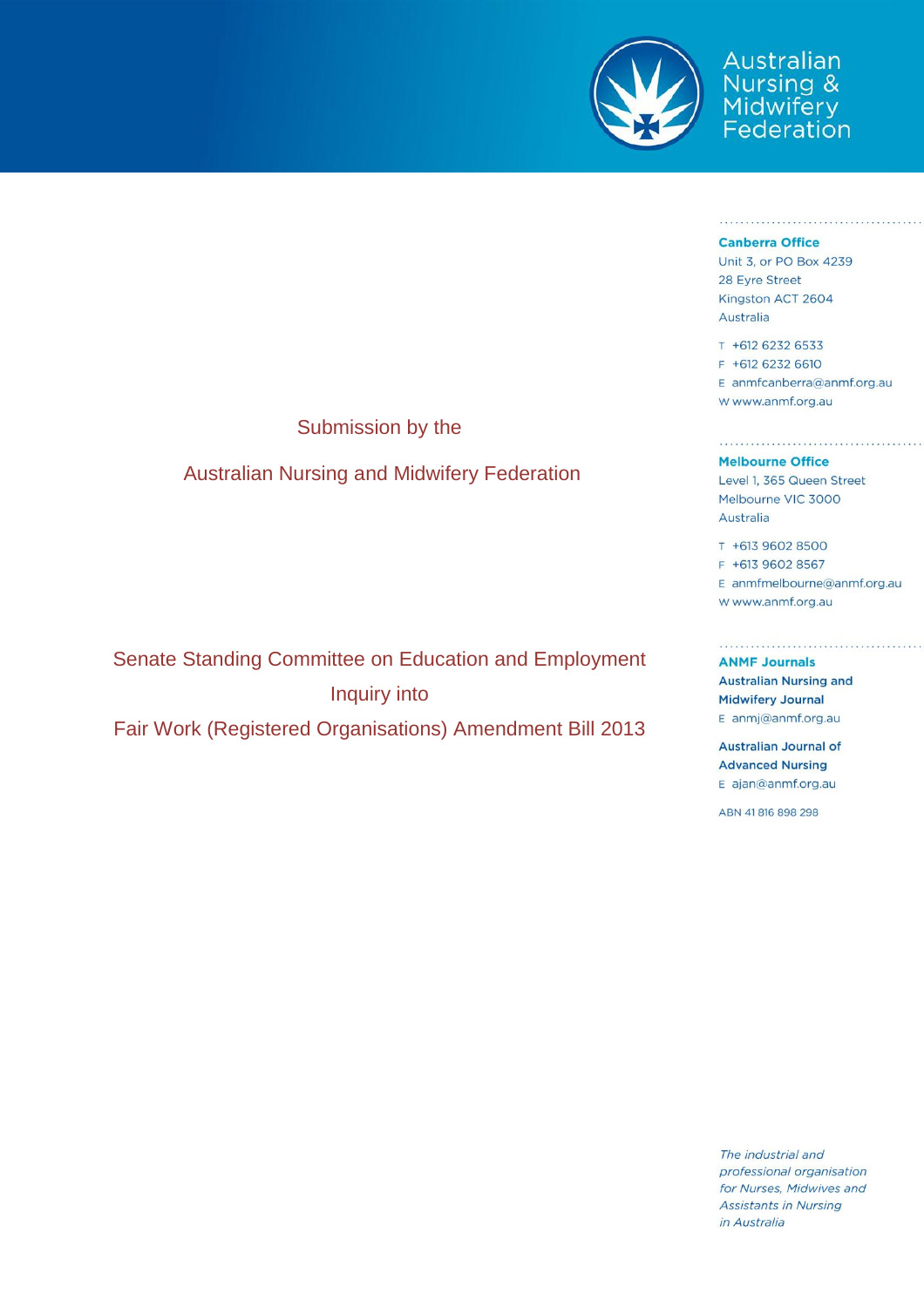Australian Nursing & Midwifery Federation

**Canberra Office**
Unit 3, or PO Box 4239
28 Eyre Street
Kingston ACT 2604
Australia

T +612 6232 6533
F +612 6232 6610
E anmfcanberra@anmf.org.au
W www.anmf.org.au

**Melbourne Office**
Level 1, 365 Queen Street
Melbourne VIC 3000
Australia

T +613 9602 8500
F +613 9602 8567
E anmfmelbourne@anmf.org.au
W www.anmf.org.au

**ANMF Journals**

**Australian Nursing and Midwifery Journal**
E anmj@anmf.org.au

**Australian Journal of Advanced Nursing**
E ajan@anmf.org.au

ABN 41 816 898 298

Submission by the

Australian Nursing and Midwifery Federation

# Senate Standing Committee on Education and Employment Inquiry into Fair Work (Registered Organisations) Amendment Bill 2013

*The industrial and professional organisation for Nurses, Midwives and Assistants in Nursing in Australia*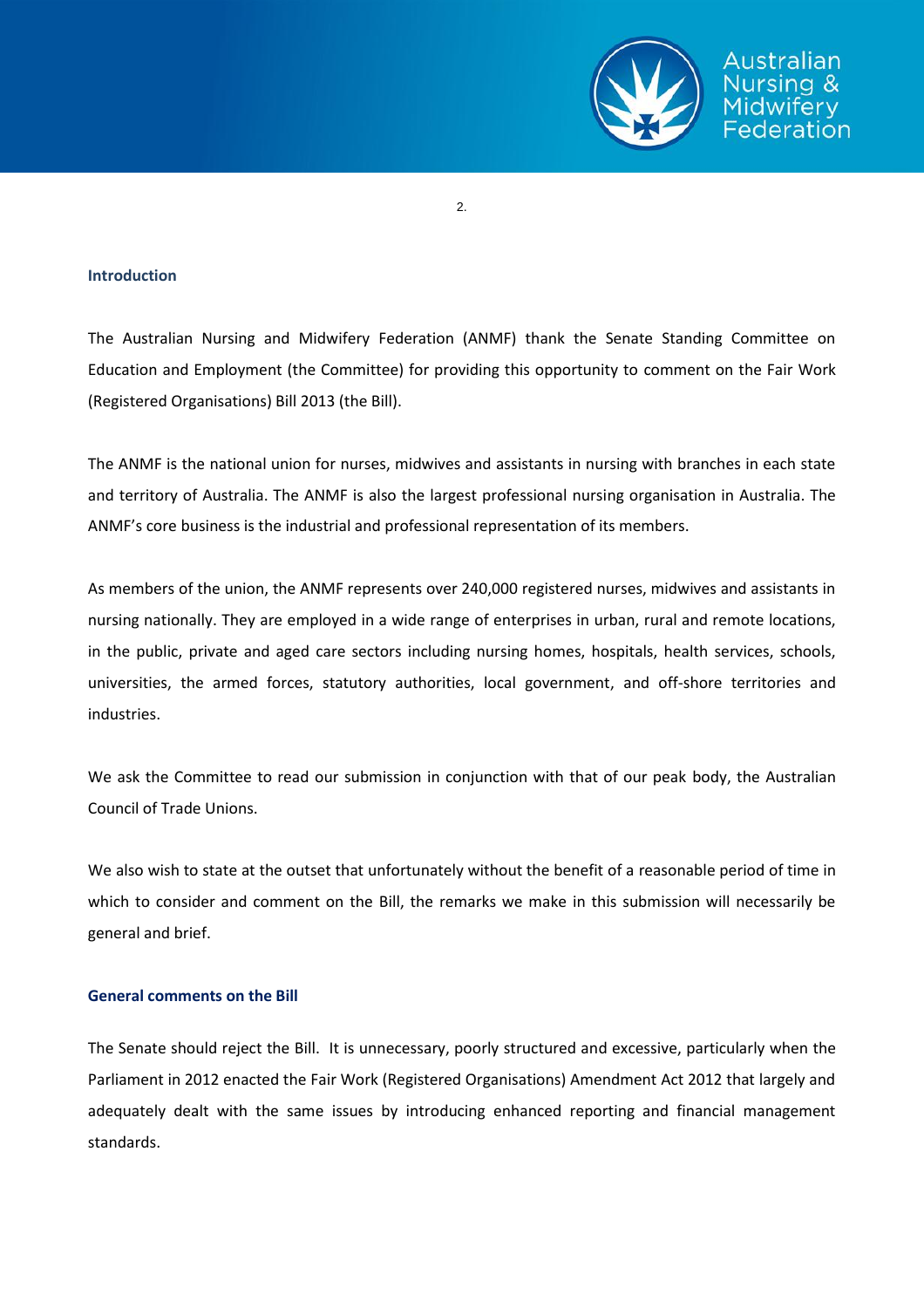## Introduction

The Australian Nursing and Midwifery Federation (ANMF) thank the Senate Standing Committee on Education and Employment (the Committee) for providing this opportunity to comment on the Fair Work (Registered Organisations) Bill 2013 (the Bill).

The ANMF is the national union for nurses, midwives and assistants in nursing with branches in each state and territory of Australia. The ANMF is also the largest professional nursing organisation in Australia. The ANMF's core business is the industrial and professional representation of its members.

As members of the union, the ANMF represents over 240,000 registered nurses, midwives and assistants in nursing nationally. They are employed in a wide range of enterprises in urban, rural and remote locations, in the public, private and aged care sectors including nursing homes, hospitals, health services, schools, universities, the armed forces, statutory authorities, local government, and off-shore territories and industries.

We ask the Committee to read our submission in conjunction with that of our peak body, the Australian Council of Trade Unions.

We also wish to state at the outset that unfortunately without the benefit of a reasonable period of time in which to consider and comment on the Bill, the remarks we make in this submission will necessarily be general and brief.

## General comments on the Bill

The Senate should reject the Bill. It is unnecessary, poorly structured and excessive, particularly when the Parliament in 2012 enacted the Fair Work (Registered Organisations) Amendment Act 2012 that largely and adequately dealt with the same issues by introducing enhanced reporting and financial management standards.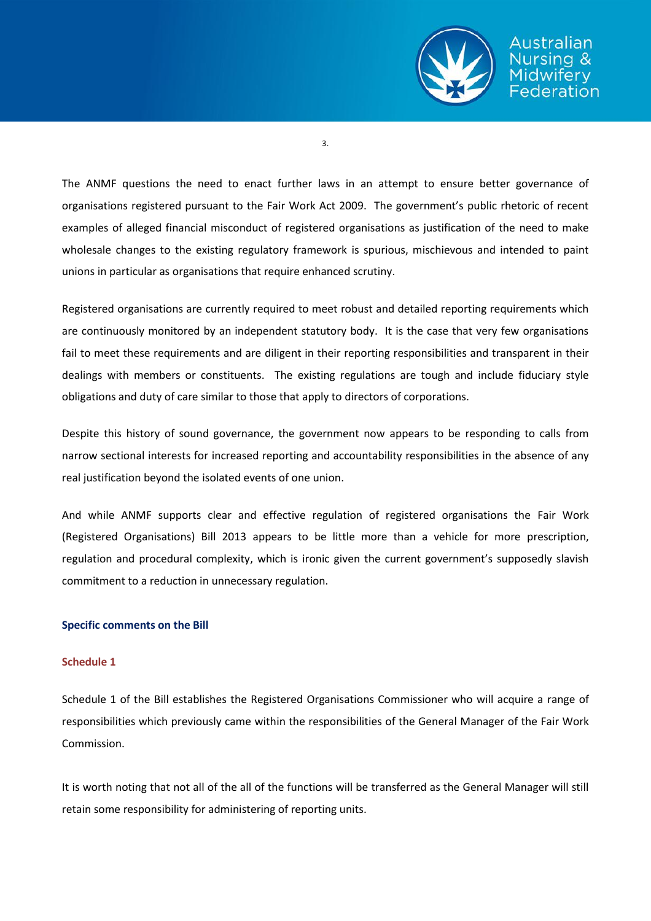The ANMF questions the need to enact further laws in an attempt to ensure better governance of organisations registered pursuant to the Fair Work Act 2009. The government's public rhetoric of recent examples of alleged financial misconduct of registered organisations as justification of the need to make wholesale changes to the existing regulatory framework is spurious, mischievous and intended to paint unions in particular as organisations that require enhanced scrutiny.

Registered organisations are currently required to meet robust and detailed reporting requirements which are continuously monitored by an independent statutory body. It is the case that very few organisations fail to meet these requirements and are diligent in their reporting responsibilities and transparent in their dealings with members or constituents. The existing regulations are tough and include fiduciary style obligations and duty of care similar to those that apply to directors of corporations.

Despite this history of sound governance, the government now appears to be responding to calls from narrow sectional interests for increased reporting and accountability responsibilities in the absence of any real justification beyond the isolated events of one union.

And while ANMF supports clear and effective regulation of registered organisations the Fair Work (Registered Organisations) Bill 2013 appears to be little more than a vehicle for more prescription, regulation and procedural complexity, which is ironic given the current government's supposedly slavish commitment to a reduction in unnecessary regulation.

## Specific comments on the Bill

### Schedule 1

Schedule 1 of the Bill establishes the Registered Organisations Commissioner who will acquire a range of responsibilities which previously came within the responsibilities of the General Manager of the Fair Work Commission.

It is worth noting that not all of the all of the functions will be transferred as the General Manager will still retain some responsibility for administering of reporting units.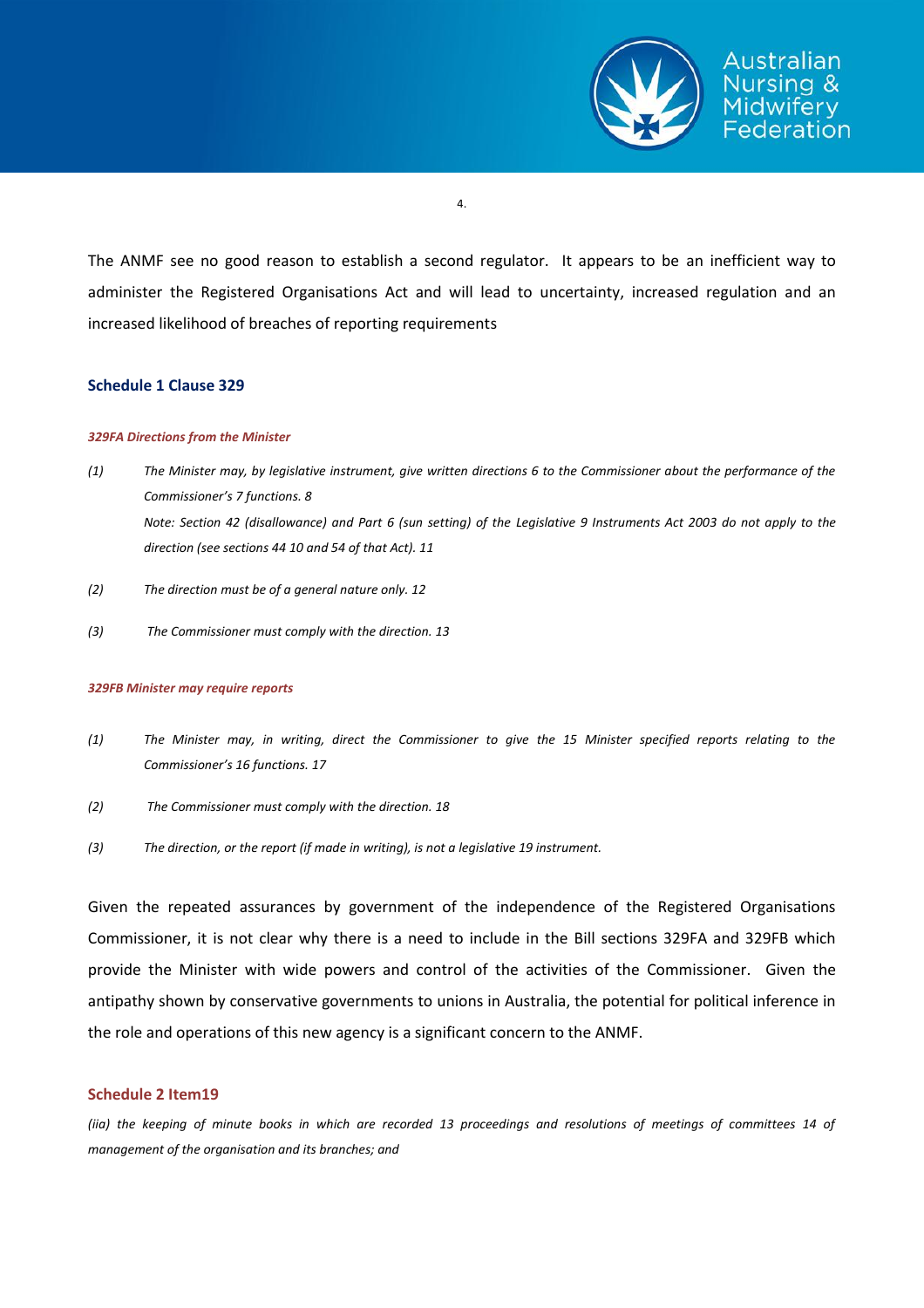The ANMF see no good reason to establish a second regulator. It appears to be an inefficient way to administer the Registered Organisations Act and will lead to uncertainty, increased regulation and an increased likelihood of breaches of reporting requirements

### Schedule 1 Clause 329

#### *329FA Directions from the Minister*

*(1) The Minister may, by legislative instrument, give written directions 6 to the Commissioner about the performance of the Commissioner's 7 functions. 8*

*Note: Section 42 (disallowance) and Part 6 (sun setting) of the Legislative 9 Instruments Act 2003 do not apply to the direction (see sections 44 10 and 54 of that Act). 11*

*(2) The direction must be of a general nature only. 12*

*(3) The Commissioner must comply with the direction. 13*

#### *329FB Minister may require reports*

*(1) The Minister may, in writing, direct the Commissioner to give the 15 Minister specified reports relating to the Commissioner's 16 functions. 17*

*(2) The Commissioner must comply with the direction. 18*

*(3) The direction, or the report (if made in writing), is not a legislative 19 instrument.*

Given the repeated assurances by government of the independence of the Registered Organisations Commissioner, it is not clear why there is a need to include in the Bill sections 329FA and 329FB which provide the Minister with wide powers and control of the activities of the Commissioner. Given the antipathy shown by conservative governments to unions in Australia, the potential for political inference in the role and operations of this new agency is a significant concern to the ANMF.

### Schedule 2 Item19

*(iia) the keeping of minute books in which are recorded 13 proceedings and resolutions of meetings of committees 14 of management of the organisation and its branches; and*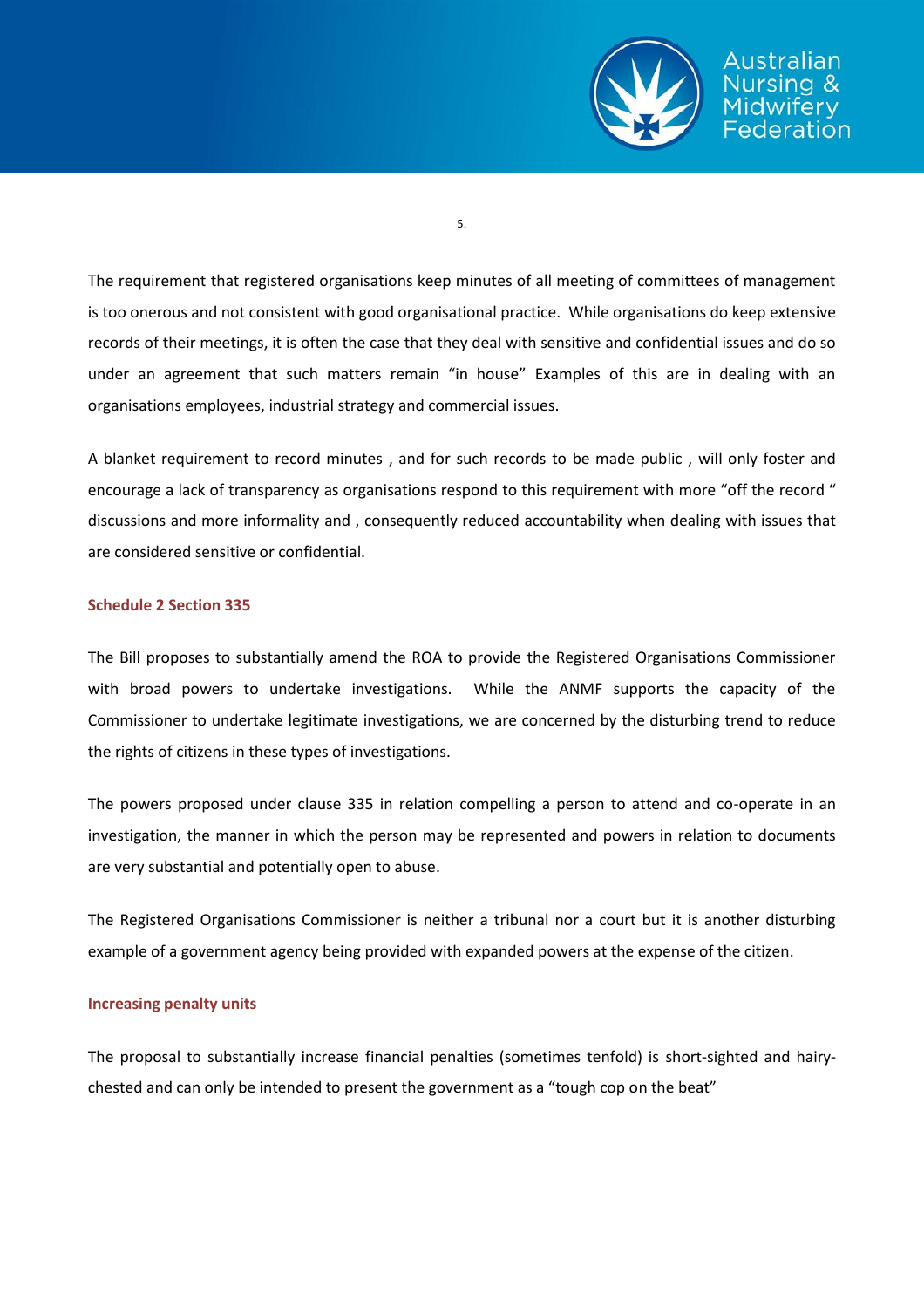The requirement that registered organisations keep minutes of all meeting of committees of management is too onerous and not consistent with good organisational practice. While organisations do keep extensive records of their meetings, it is often the case that they deal with sensitive and confidential issues and do so under an agreement that such matters remain "in house" Examples of this are in dealing with an organisations employees, industrial strategy and commercial issues.

A blanket requirement to record minutes , and for such records to be made public , will only foster and encourage a lack of transparency as organisations respond to this requirement with more "off the record " discussions and more informality and , consequently reduced accountability when dealing with issues that are considered sensitive or confidential.

### Schedule 2 Section 335

The Bill proposes to substantially amend the ROA to provide the Registered Organisations Commissioner with broad powers to undertake investigations. While the ANMF supports the capacity of the Commissioner to undertake legitimate investigations, we are concerned by the disturbing trend to reduce the rights of citizens in these types of investigations.

The powers proposed under clause 335 in relation compelling a person to attend and co-operate in an investigation, the manner in which the person may be represented and powers in relation to documents are very substantial and potentially open to abuse.

The Registered Organisations Commissioner is neither a tribunal nor a court but it is another disturbing example of a government agency being provided with expanded powers at the expense of the citizen.

### Increasing penalty units

The proposal to substantially increase financial penalties (sometimes tenfold) is short-sighted and hairy-chested and can only be intended to present the government as a "tough cop on the beat"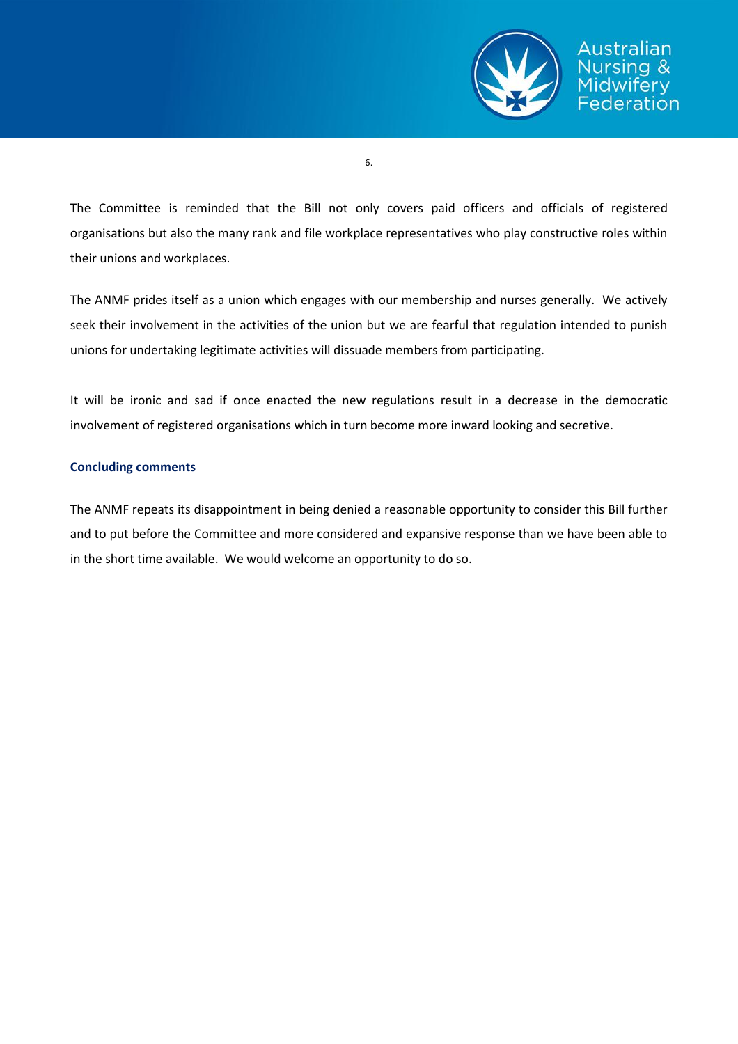The Committee is reminded that the Bill not only covers paid officers and officials of registered organisations but also the many rank and file workplace representatives who play constructive roles within their unions and workplaces.

The ANMF prides itself as a union which engages with our membership and nurses generally. We actively seek their involvement in the activities of the union but we are fearful that regulation intended to punish unions for undertaking legitimate activities will dissuade members from participating.

It will be ironic and sad if once enacted the new regulations result in a decrease in the democratic involvement of registered organisations which in turn become more inward looking and secretive.

## Concluding comments

The ANMF repeats its disappointment in being denied a reasonable opportunity to consider this Bill further and to put before the Committee and more considered and expansive response than we have been able to in the short time available. We would welcome an opportunity to do so.